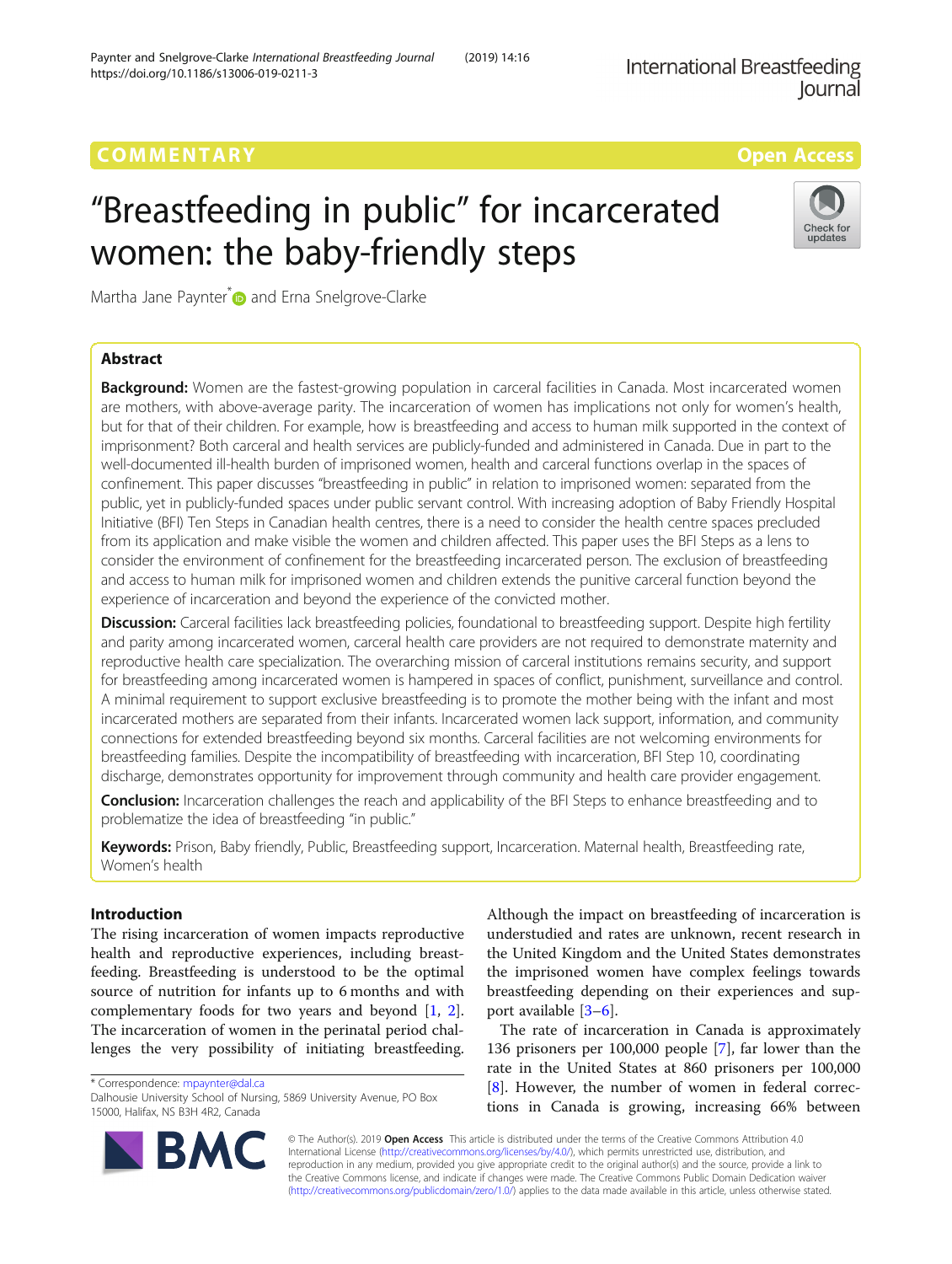COMMENTARY

Open Access

# "Breastfeeding in public" for incarcerated women: the baby-friendly steps

Martha Jane Paynter* and Erna Snelgrove-Clarke

## Abstract

**Background:** Women are the fastest-growing population in carceral facilities in Canada. Most incarcerated women are mothers, with above-average parity. The incarceration of women has implications not only for women's health, but for that of their children. For example, how is breastfeeding and access to human milk supported in the context of imprisonment? Both carceral and health services are publicly-funded and administered in Canada. Due in part to the well-documented ill-health burden of imprisoned women, health and carceral functions overlap in the spaces of confinement. This paper discusses "breastfeeding in public" in relation to imprisoned women: separated from the public, yet in publicly-funded spaces under public servant control. With increasing adoption of Baby Friendly Hospital Initiative (BFI) Ten Steps in Canadian health centres, there is a need to consider the health centre spaces precluded from its application and make visible the women and children affected. This paper uses the BFI Steps as a lens to consider the environment of confinement for the breastfeeding incarcerated person. The exclusion of breastfeeding and access to human milk for imprisoned women and children extends the punitive carceral function beyond the experience of incarceration and beyond the experience of the convicted mother.

**Discussion:** Carceral facilities lack breastfeeding policies, foundational to breastfeeding support. Despite high fertility and parity among incarcerated women, carceral health care providers are not required to demonstrate maternity and reproductive health care specialization. The overarching mission of carceral institutions remains security, and support for breastfeeding among incarcerated women is hampered in spaces of conflict, punishment, surveillance and control. A minimal requirement to support exclusive breastfeeding is to promote the mother being with the infant and most incarcerated mothers are separated from their infants. Incarcerated women lack support, information, and community connections for extended breastfeeding beyond six months. Carceral facilities are not welcoming environments for breastfeeding families. Despite the incompatibility of breastfeeding with incarceration, BFI Step 10, coordinating discharge, demonstrates opportunity for improvement through community and health care provider engagement.

**Conclusion:** Incarceration challenges the reach and applicability of the BFI Steps to enhance breastfeeding and to problematize the idea of breastfeeding "in public."

**Keywords:** Prison, Baby friendly, Public, Breastfeeding support, Incarceration. Maternal health, Breastfeeding rate, Women's health

## Introduction

The rising incarceration of women impacts reproductive health and reproductive experiences, including breastfeeding. Breastfeeding is understood to be the optimal source of nutrition for infants up to 6 months and with complementary foods for two years and beyond [1, 2]. The incarceration of women in the perinatal period challenges the very possibility of initiating breastfeeding. Although the impact on breastfeeding of incarceration is understudied and rates are unknown, recent research in the United Kingdom and the United States demonstrates the imprisoned women have complex feelings towards breastfeeding depending on their experiences and support available [3–6].

The rate of incarceration in Canada is approximately 136 prisoners per 100,000 people [7], far lower than the rate in the United States at 860 prisoners per 100,000 [8]. However, the number of women in federal corrections in Canada is growing, increasing 66% between

* Correspondence: mpaynter@dal.ca
Dalhousie University School of Nursing, 5869 University Avenue, PO Box 15000, Halifax, NS B3H 4R2, Canada

© The Author(s). 2019 **Open Access** This article is distributed under the terms of the Creative Commons Attribution 4.0 International License (http://creativecommons.org/licenses/by/4.0/), which permits unrestricted use, distribution, and reproduction in any medium, provided you give appropriate credit to the original author(s) and the source, provide a link to the Creative Commons license, and indicate if changes were made. The Creative Commons Public Domain Dedication waiver (http://creativecommons.org/publicdomain/zero/1.0/) applies to the data made available in this article, unless otherwise stated.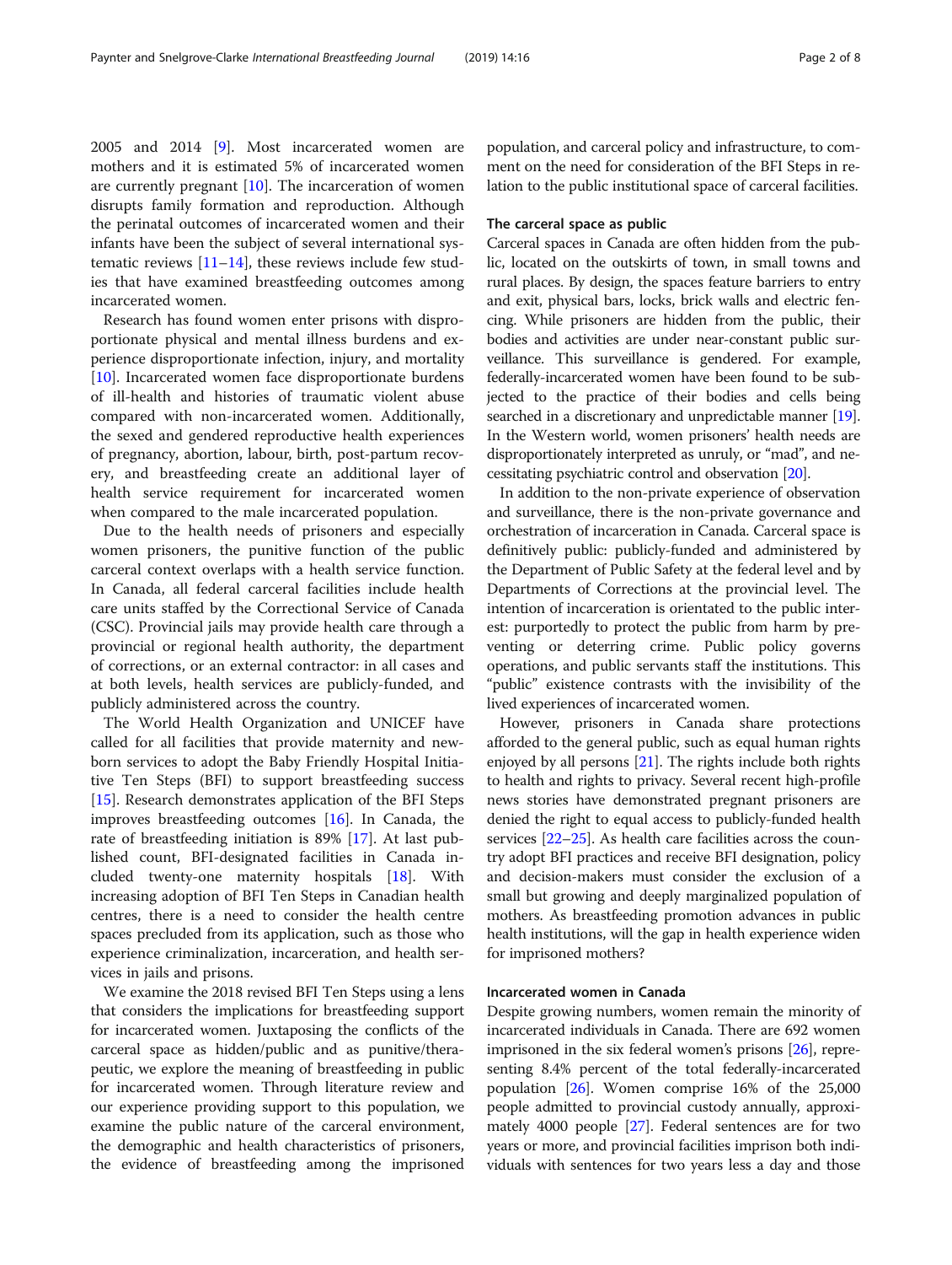2005 and 2014 [9]. Most incarcerated women are mothers and it is estimated 5% of incarcerated women are currently pregnant [10]. The incarceration of women disrupts family formation and reproduction. Although the perinatal outcomes of incarcerated women and their infants have been the subject of several international systematic reviews [11–14], these reviews include few studies that have examined breastfeeding outcomes among incarcerated women.

Research has found women enter prisons with disproportionate physical and mental illness burdens and experience disproportionate infection, injury, and mortality [10]. Incarcerated women face disproportionate burdens of ill-health and histories of traumatic violent abuse compared with non-incarcerated women. Additionally, the sexed and gendered reproductive health experiences of pregnancy, abortion, labour, birth, post-partum recovery, and breastfeeding create an additional layer of health service requirement for incarcerated women when compared to the male incarcerated population.

Due to the health needs of prisoners and especially women prisoners, the punitive function of the public carceral context overlaps with a health service function. In Canada, all federal carceral facilities include health care units staffed by the Correctional Service of Canada (CSC). Provincial jails may provide health care through a provincial or regional health authority, the department of corrections, or an external contractor: in all cases and at both levels, health services are publicly-funded, and publicly administered across the country.

The World Health Organization and UNICEF have called for all facilities that provide maternity and newborn services to adopt the Baby Friendly Hospital Initiative Ten Steps (BFI) to support breastfeeding success [15]. Research demonstrates application of the BFI Steps improves breastfeeding outcomes [16]. In Canada, the rate of breastfeeding initiation is 89% [17]. At last published count, BFI-designated facilities in Canada included twenty-one maternity hospitals [18]. With increasing adoption of BFI Ten Steps in Canadian health centres, there is a need to consider the health centre spaces precluded from its application, such as those who experience criminalization, incarceration, and health services in jails and prisons.

We examine the 2018 revised BFI Ten Steps using a lens that considers the implications for breastfeeding support for incarcerated women. Juxtaposing the conflicts of the carceral space as hidden/public and as punitive/therapeutic, we explore the meaning of breastfeeding in public for incarcerated women. Through literature review and our experience providing support to this population, we examine the public nature of the carceral environment, the demographic and health characteristics of prisoners, the evidence of breastfeeding among the imprisoned population, and carceral policy and infrastructure, to comment on the need for consideration of the BFI Steps in relation to the public institutional space of carceral facilities.

### The carceral space as public

Carceral spaces in Canada are often hidden from the public, located on the outskirts of town, in small towns and rural places. By design, the spaces feature barriers to entry and exit, physical bars, locks, brick walls and electric fencing. While prisoners are hidden from the public, their bodies and activities are under near-constant public surveillance. This surveillance is gendered. For example, federally-incarcerated women have been found to be subjected to the practice of their bodies and cells being searched in a discretionary and unpredictable manner [19]. In the Western world, women prisoners' health needs are disproportionately interpreted as unruly, or "mad", and necessitating psychiatric control and observation [20].

In addition to the non-private experience of observation and surveillance, there is the non-private governance and orchestration of incarceration in Canada. Carceral space is definitively public: publicly-funded and administered by the Department of Public Safety at the federal level and by Departments of Corrections at the provincial level. The intention of incarceration is orientated to the public interest: purportedly to protect the public from harm by preventing or deterring crime. Public policy governs operations, and public servants staff the institutions. This "public" existence contrasts with the invisibility of the lived experiences of incarcerated women.

However, prisoners in Canada share protections afforded to the general public, such as equal human rights enjoyed by all persons [21]. The rights include both rights to health and rights to privacy. Several recent high-profile news stories have demonstrated pregnant prisoners are denied the right to equal access to publicly-funded health services [22–25]. As health care facilities across the country adopt BFI practices and receive BFI designation, policy and decision-makers must consider the exclusion of a small but growing and deeply marginalized population of mothers. As breastfeeding promotion advances in public health institutions, will the gap in health experience widen for imprisoned mothers?

### Incarcerated women in Canada

Despite growing numbers, women remain the minority of incarcerated individuals in Canada. There are 692 women imprisoned in the six federal women's prisons [26], representing 8.4% percent of the total federally-incarcerated population [26]. Women comprise 16% of the 25,000 people admitted to provincial custody annually, approximately 4000 people [27]. Federal sentences are for two years or more, and provincial facilities imprison both individuals with sentences for two years less a day and those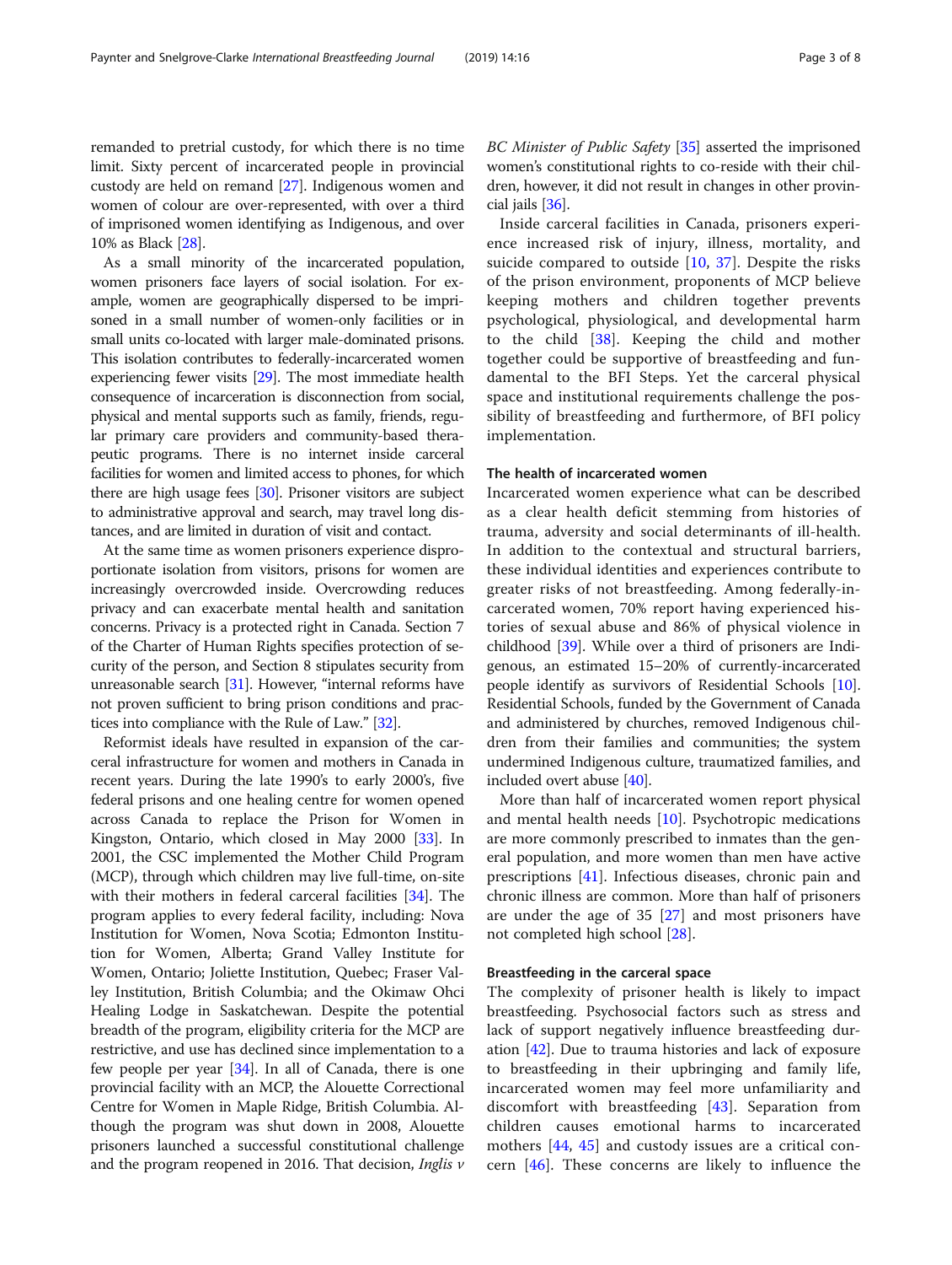remanded to pretrial custody, for which there is no time limit. Sixty percent of incarcerated people in provincial custody are held on remand [27]. Indigenous women and women of colour are over-represented, with over a third of imprisoned women identifying as Indigenous, and over 10% as Black [28].

As a small minority of the incarcerated population, women prisoners face layers of social isolation. For example, women are geographically dispersed to be imprisoned in a small number of women-only facilities or in small units co-located with larger male-dominated prisons. This isolation contributes to federally-incarcerated women experiencing fewer visits [29]. The most immediate health consequence of incarceration is disconnection from social, physical and mental supports such as family, friends, regular primary care providers and community-based therapeutic programs. There is no internet inside carceral facilities for women and limited access to phones, for which there are high usage fees [30]. Prisoner visitors are subject to administrative approval and search, may travel long distances, and are limited in duration of visit and contact.

At the same time as women prisoners experience disproportionate isolation from visitors, prisons for women are increasingly overcrowded inside. Overcrowding reduces privacy and can exacerbate mental health and sanitation concerns. Privacy is a protected right in Canada. Section 7 of the Charter of Human Rights specifies protection of security of the person, and Section 8 stipulates security from unreasonable search [31]. However, "internal reforms have not proven sufficient to bring prison conditions and practices into compliance with the Rule of Law." [32].

Reformist ideals have resulted in expansion of the carceral infrastructure for women and mothers in Canada in recent years. During the late 1990's to early 2000's, five federal prisons and one healing centre for women opened across Canada to replace the Prison for Women in Kingston, Ontario, which closed in May 2000 [33]. In 2001, the CSC implemented the Mother Child Program (MCP), through which children may live full-time, on-site with their mothers in federal carceral facilities [34]. The program applies to every federal facility, including: Nova Institution for Women, Nova Scotia; Edmonton Institution for Women, Alberta; Grand Valley Institute for Women, Ontario; Joliette Institution, Quebec; Fraser Valley Institution, British Columbia; and the Okimaw Ohci Healing Lodge in Saskatchewan. Despite the potential breadth of the program, eligibility criteria for the MCP are restrictive, and use has declined since implementation to a few people per year [34]. In all of Canada, there is one provincial facility with an MCP, the Alouette Correctional Centre for Women in Maple Ridge, British Columbia. Although the program was shut down in 2008, Alouette prisoners launched a successful constitutional challenge and the program reopened in 2016. That decision, *Inglis v BC Minister of Public Safety* [35] asserted the imprisoned women's constitutional rights to co-reside with their children, however, it did not result in changes in other provincial jails [36].

Inside carceral facilities in Canada, prisoners experience increased risk of injury, illness, mortality, and suicide compared to outside [10, 37]. Despite the risks of the prison environment, proponents of MCP believe keeping mothers and children together prevents psychological, physiological, and developmental harm to the child [38]. Keeping the child and mother together could be supportive of breastfeeding and fundamental to the BFI Steps. Yet the carceral physical space and institutional requirements challenge the possibility of breastfeeding and furthermore, of BFI policy implementation.

### The health of incarcerated women

Incarcerated women experience what can be described as a clear health deficit stemming from histories of trauma, adversity and social determinants of ill-health. In addition to the contextual and structural barriers, these individual identities and experiences contribute to greater risks of not breastfeeding. Among federally-incarcerated women, 70% report having experienced histories of sexual abuse and 86% of physical violence in childhood [39]. While over a third of prisoners are Indigenous, an estimated 15–20% of currently-incarcerated people identify as survivors of Residential Schools [10]. Residential Schools, funded by the Government of Canada and administered by churches, removed Indigenous children from their families and communities; the system undermined Indigenous culture, traumatized families, and included overt abuse [40].

More than half of incarcerated women report physical and mental health needs [10]. Psychotropic medications are more commonly prescribed to inmates than the general population, and more women than men have active prescriptions [41]. Infectious diseases, chronic pain and chronic illness are common. More than half of prisoners are under the age of 35 [27] and most prisoners have not completed high school [28].

### Breastfeeding in the carceral space

The complexity of prisoner health is likely to impact breastfeeding. Psychosocial factors such as stress and lack of support negatively influence breastfeeding duration [42]. Due to trauma histories and lack of exposure to breastfeeding in their upbringing and family life, incarcerated women may feel more unfamiliarity and discomfort with breastfeeding [43]. Separation from children causes emotional harms to incarcerated mothers [44, 45] and custody issues are a critical concern [46]. These concerns are likely to influence the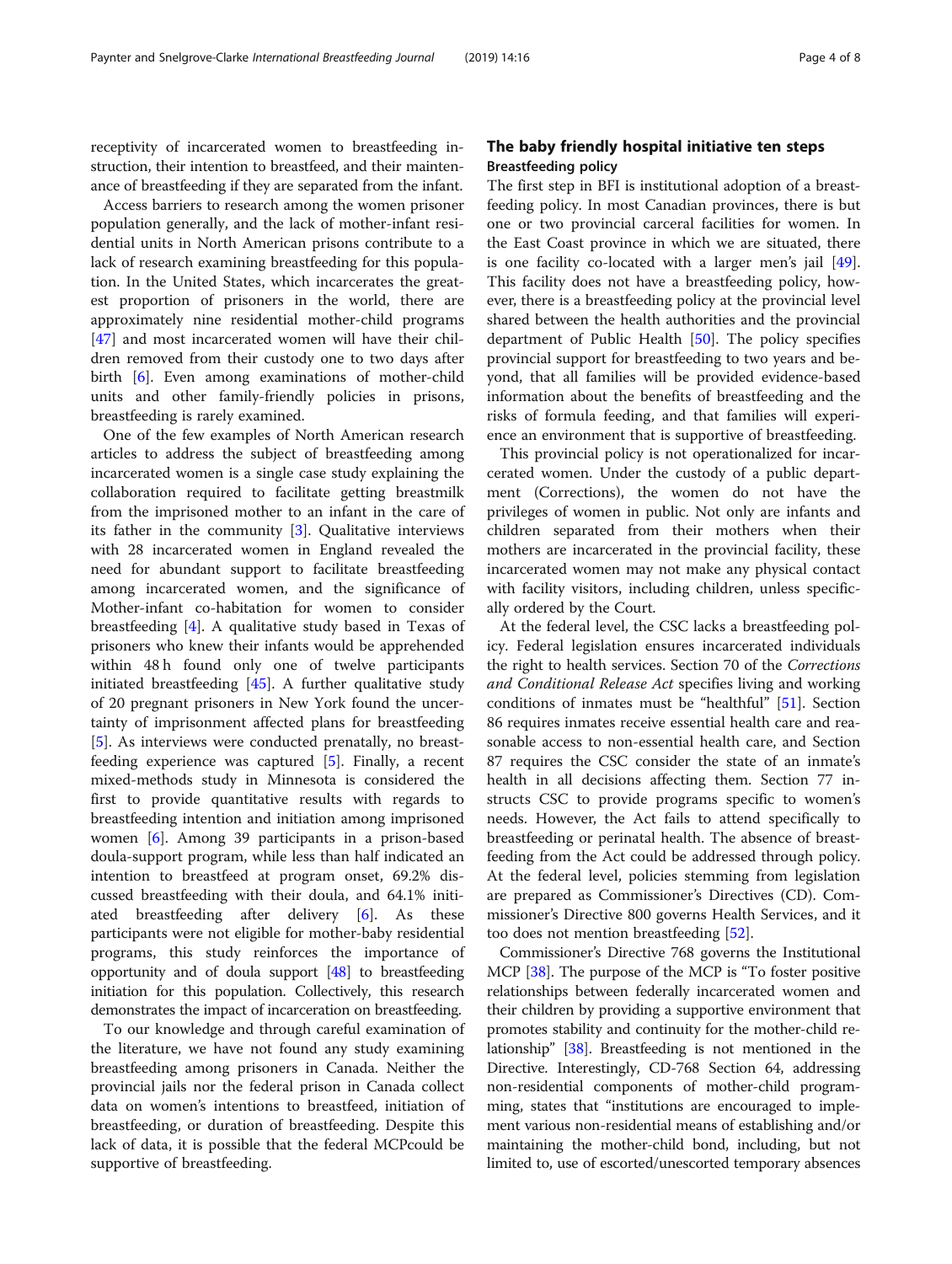receptivity of incarcerated women to breastfeeding instruction, their intention to breastfeed, and their maintenance of breastfeeding if they are separated from the infant.

Access barriers to research among the women prisoner population generally, and the lack of mother-infant residential units in North American prisons contribute to a lack of research examining breastfeeding for this population. In the United States, which incarcerates the greatest proportion of prisoners in the world, there are approximately nine residential mother-child programs [47] and most incarcerated women will have their children removed from their custody one to two days after birth [6]. Even among examinations of mother-child units and other family-friendly policies in prisons, breastfeeding is rarely examined.

One of the few examples of North American research articles to address the subject of breastfeeding among incarcerated women is a single case study explaining the collaboration required to facilitate getting breastmilk from the imprisoned mother to an infant in the care of its father in the community [3]. Qualitative interviews with 28 incarcerated women in England revealed the need for abundant support to facilitate breastfeeding among incarcerated women, and the significance of Mother-infant co-habitation for women to consider breastfeeding [4]. A qualitative study based in Texas of prisoners who knew their infants would be apprehended within 48 h found only one of twelve participants initiated breastfeeding [45]. A further qualitative study of 20 pregnant prisoners in New York found the uncertainty of imprisonment affected plans for breastfeeding [5]. As interviews were conducted prenatally, no breastfeeding experience was captured [5]. Finally, a recent mixed-methods study in Minnesota is considered the first to provide quantitative results with regards to breastfeeding intention and initiation among imprisoned women [6]. Among 39 participants in a prison-based doula-support program, while less than half indicated an intention to breastfeed at program onset, 69.2% discussed breastfeeding with their doula, and 64.1% initiated breastfeeding after delivery [6]. As these participants were not eligible for mother-baby residential programs, this study reinforces the importance of opportunity and of doula support [48] to breastfeeding initiation for this population. Collectively, this research demonstrates the impact of incarceration on breastfeeding.

To our knowledge and through careful examination of the literature, we have not found any study examining breastfeeding among prisoners in Canada. Neither the provincial jails nor the federal prison in Canada collect data on women's intentions to breastfeed, initiation of breastfeeding, or duration of breastfeeding. Despite this lack of data, it is possible that the federal MCPcould be supportive of breastfeeding.

## The baby friendly hospital initiative ten steps

### Breastfeeding policy

The first step in BFI is institutional adoption of a breastfeeding policy. In most Canadian provinces, there is but one or two provincial carceral facilities for women. In the East Coast province in which we are situated, there is one facility co-located with a larger men's jail [49]. This facility does not have a breastfeeding policy, however, there is a breastfeeding policy at the provincial level shared between the health authorities and the provincial department of Public Health [50]. The policy specifies provincial support for breastfeeding to two years and beyond, that all families will be provided evidence-based information about the benefits of breastfeeding and the risks of formula feeding, and that families will experience an environment that is supportive of breastfeeding.

This provincial policy is not operationalized for incarcerated women. Under the custody of a public department (Corrections), the women do not have the privileges of women in public. Not only are infants and children separated from their mothers when their mothers are incarcerated in the provincial facility, these incarcerated women may not make any physical contact with facility visitors, including children, unless specifically ordered by the Court.

At the federal level, the CSC lacks a breastfeeding policy. Federal legislation ensures incarcerated individuals the right to health services. Section 70 of the *Corrections and Conditional Release Act* specifies living and working conditions of inmates must be "healthful" [51]. Section 86 requires inmates receive essential health care and reasonable access to non-essential health care, and Section 87 requires the CSC consider the state of an inmate's health in all decisions affecting them. Section 77 instructs CSC to provide programs specific to women's needs. However, the Act fails to attend specifically to breastfeeding or perinatal health. The absence of breastfeeding from the Act could be addressed through policy. At the federal level, policies stemming from legislation are prepared as Commissioner's Directives (CD). Commissioner's Directive 800 governs Health Services, and it too does not mention breastfeeding [52].

Commissioner's Directive 768 governs the Institutional MCP [38]. The purpose of the MCP is "To foster positive relationships between federally incarcerated women and their children by providing a supportive environment that promotes stability and continuity for the mother-child relationship" [38]. Breastfeeding is not mentioned in the Directive. Interestingly, CD-768 Section 64, addressing non-residential components of mother-child programming, states that "institutions are encouraged to implement various non-residential means of establishing and/or maintaining the mother-child bond, including, but not limited to, use of escorted/unescorted temporary absences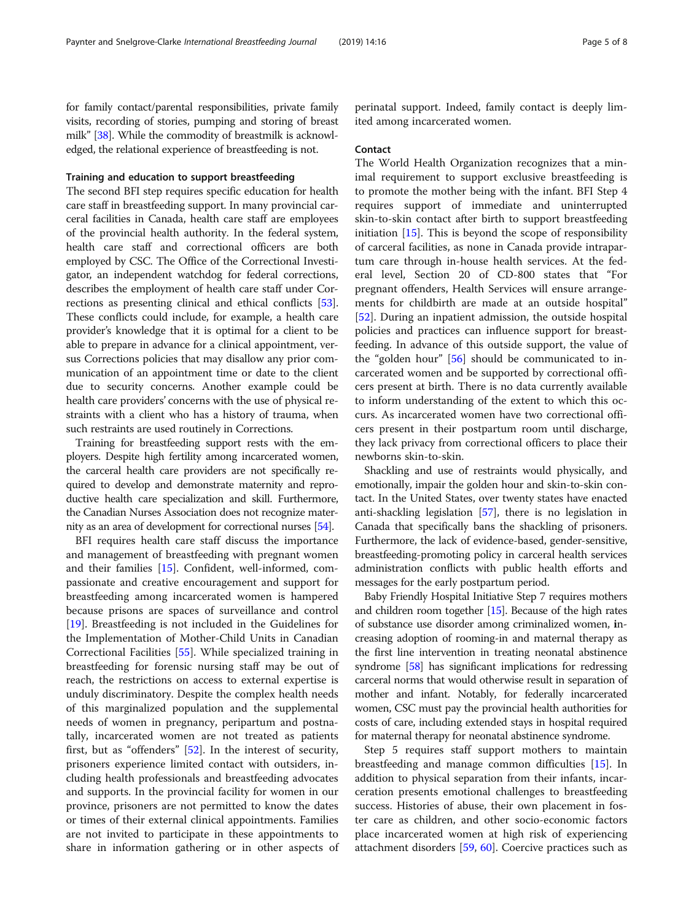for family contact/parental responsibilities, private family visits, recording of stories, pumping and storing of breast milk" [38]. While the commodity of breastmilk is acknowledged, the relational experience of breastfeeding is not.

### Training and education to support breastfeeding

The second BFI step requires specific education for health care staff in breastfeeding support. In many provincial carceral facilities in Canada, health care staff are employees of the provincial health authority. In the federal system, health care staff and correctional officers are both employed by CSC. The Office of the Correctional Investigator, an independent watchdog for federal corrections, describes the employment of health care staff under Corrections as presenting clinical and ethical conflicts [53]. These conflicts could include, for example, a health care provider's knowledge that it is optimal for a client to be able to prepare in advance for a clinical appointment, versus Corrections policies that may disallow any prior communication of an appointment time or date to the client due to security concerns. Another example could be health care providers' concerns with the use of physical restraints with a client who has a history of trauma, when such restraints are used routinely in Corrections.

Training for breastfeeding support rests with the employers. Despite high fertility among incarcerated women, the carceral health care providers are not specifically required to develop and demonstrate maternity and reproductive health care specialization and skill. Furthermore, the Canadian Nurses Association does not recognize maternity as an area of development for correctional nurses [54].

BFI requires health care staff discuss the importance and management of breastfeeding with pregnant women and their families [15]. Confident, well-informed, compassionate and creative encouragement and support for breastfeeding among incarcerated women is hampered because prisons are spaces of surveillance and control [19]. Breastfeeding is not included in the Guidelines for the Implementation of Mother-Child Units in Canadian Correctional Facilities [55]. While specialized training in breastfeeding for forensic nursing staff may be out of reach, the restrictions on access to external expertise is unduly discriminatory. Despite the complex health needs of this marginalized population and the supplemental needs of women in pregnancy, peripartum and postnatally, incarcerated women are not treated as patients first, but as "offenders" [52]. In the interest of security, prisoners experience limited contact with outsiders, including health professionals and breastfeeding advocates and supports. In the provincial facility for women in our province, prisoners are not permitted to know the dates or times of their external clinical appointments. Families are not invited to participate in these appointments to share in information gathering or in other aspects of perinatal support. Indeed, family contact is deeply limited among incarcerated women.

### Contact

The World Health Organization recognizes that a minimal requirement to support exclusive breastfeeding is to promote the mother being with the infant. BFI Step 4 requires support of immediate and uninterrupted skin-to-skin contact after birth to support breastfeeding initiation [15]. This is beyond the scope of responsibility of carceral facilities, as none in Canada provide intrapartum care through in-house health services. At the federal level, Section 20 of CD-800 states that "For pregnant offenders, Health Services will ensure arrangements for childbirth are made at an outside hospital" [52]. During an inpatient admission, the outside hospital policies and practices can influence support for breastfeeding. In advance of this outside support, the value of the "golden hour" [56] should be communicated to incarcerated women and be supported by correctional officers present at birth. There is no data currently available to inform understanding of the extent to which this occurs. As incarcerated women have two correctional officers present in their postpartum room until discharge, they lack privacy from correctional officers to place their newborns skin-to-skin.

Shackling and use of restraints would physically, and emotionally, impair the golden hour and skin-to-skin contact. In the United States, over twenty states have enacted anti-shackling legislation [57], there is no legislation in Canada that specifically bans the shackling of prisoners. Furthermore, the lack of evidence-based, gender-sensitive, breastfeeding-promoting policy in carceral health services administration conflicts with public health efforts and messages for the early postpartum period.

Baby Friendly Hospital Initiative Step 7 requires mothers and children room together [15]. Because of the high rates of substance use disorder among criminalized women, increasing adoption of rooming-in and maternal therapy as the first line intervention in treating neonatal abstinence syndrome [58] has significant implications for redressing carceral norms that would otherwise result in separation of mother and infant. Notably, for federally incarcerated women, CSC must pay the provincial health authorities for costs of care, including extended stays in hospital required for maternal therapy for neonatal abstinence syndrome.

Step 5 requires staff support mothers to maintain breastfeeding and manage common difficulties [15]. In addition to physical separation from their infants, incarceration presents emotional challenges to breastfeeding success. Histories of abuse, their own placement in foster care as children, and other socio-economic factors place incarcerated women at high risk of experiencing attachment disorders [59, 60]. Coercive practices such as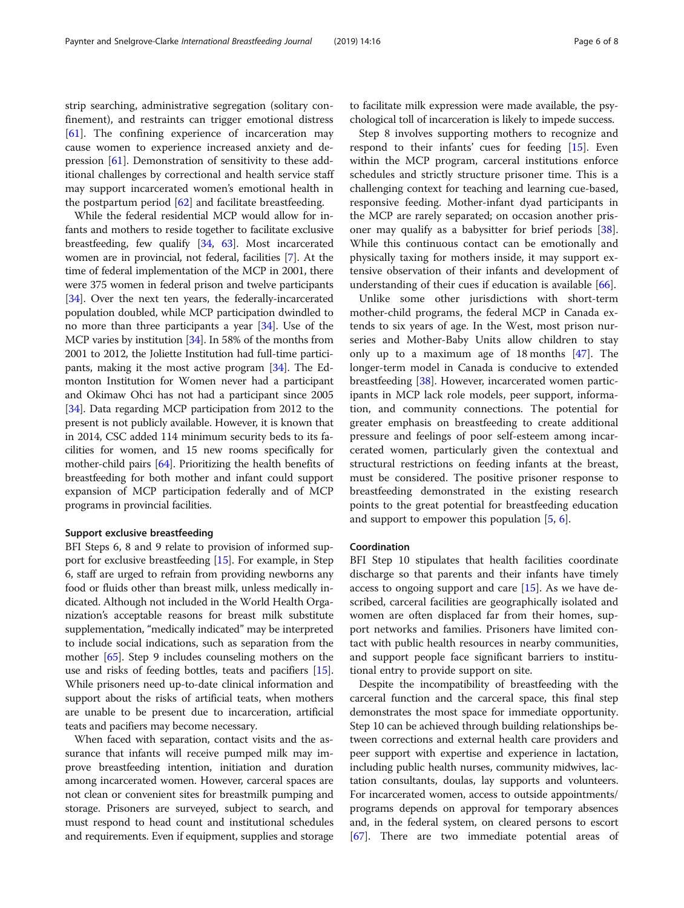strip searching, administrative segregation (solitary confinement), and restraints can trigger emotional distress [61]. The confining experience of incarceration may cause women to experience increased anxiety and depression [61]. Demonstration of sensitivity to these additional challenges by correctional and health service staff may support incarcerated women's emotional health in the postpartum period [62] and facilitate breastfeeding.

While the federal residential MCP would allow for infants and mothers to reside together to facilitate exclusive breastfeeding, few qualify [34, 63]. Most incarcerated women are in provincial, not federal, facilities [7]. At the time of federal implementation of the MCP in 2001, there were 375 women in federal prison and twelve participants [34]. Over the next ten years, the federally-incarcerated population doubled, while MCP participation dwindled to no more than three participants a year [34]. Use of the MCP varies by institution [34]. In 58% of the months from 2001 to 2012, the Joliette Institution had full-time participants, making it the most active program [34]. The Edmonton Institution for Women never had a participant and Okimaw Ohci has not had a participant since 2005 [34]. Data regarding MCP participation from 2012 to the present is not publicly available. However, it is known that in 2014, CSC added 114 minimum security beds to its facilities for women, and 15 new rooms specifically for mother-child pairs [64]. Prioritizing the health benefits of breastfeeding for both mother and infant could support expansion of MCP participation federally and of MCP programs in provincial facilities.

### Support exclusive breastfeeding

BFI Steps 6, 8 and 9 relate to provision of informed support for exclusive breastfeeding [15]. For example, in Step 6, staff are urged to refrain from providing newborns any food or fluids other than breast milk, unless medically indicated. Although not included in the World Health Organization's acceptable reasons for breast milk substitute supplementation, "medically indicated" may be interpreted to include social indications, such as separation from the mother [65]. Step 9 includes counseling mothers on the use and risks of feeding bottles, teats and pacifiers [15]. While prisoners need up-to-date clinical information and support about the risks of artificial teats, when mothers are unable to be present due to incarceration, artificial teats and pacifiers may become necessary.

When faced with separation, contact visits and the assurance that infants will receive pumped milk may improve breastfeeding intention, initiation and duration among incarcerated women. However, carceral spaces are not clean or convenient sites for breastmilk pumping and storage. Prisoners are surveyed, subject to search, and must respond to head count and institutional schedules and requirements. Even if equipment, supplies and storage to facilitate milk expression were made available, the psychological toll of incarceration is likely to impede success.

Step 8 involves supporting mothers to recognize and respond to their infants' cues for feeding [15]. Even within the MCP program, carceral institutions enforce schedules and strictly structure prisoner time. This is a challenging context for teaching and learning cue-based, responsive feeding. Mother-infant dyad participants in the MCP are rarely separated; on occasion another prisoner may qualify as a babysitter for brief periods [38]. While this continuous contact can be emotionally and physically taxing for mothers inside, it may support extensive observation of their infants and development of understanding of their cues if education is available [66].

Unlike some other jurisdictions with short-term mother-child programs, the federal MCP in Canada extends to six years of age. In the West, most prison nurseries and Mother-Baby Units allow children to stay only up to a maximum age of 18 months [47]. The longer-term model in Canada is conducive to extended breastfeeding [38]. However, incarcerated women participants in MCP lack role models, peer support, information, and community connections. The potential for greater emphasis on breastfeeding to create additional pressure and feelings of poor self-esteem among incarcerated women, particularly given the contextual and structural restrictions on feeding infants at the breast, must be considered. The positive prisoner response to breastfeeding demonstrated in the existing research points to the great potential for breastfeeding education and support to empower this population [5, 6].

### Coordination

BFI Step 10 stipulates that health facilities coordinate discharge so that parents and their infants have timely access to ongoing support and care [15]. As we have described, carceral facilities are geographically isolated and women are often displaced far from their homes, support networks and families. Prisoners have limited contact with public health resources in nearby communities, and support people face significant barriers to institutional entry to provide support on site.

Despite the incompatibility of breastfeeding with the carceral function and the carceral space, this final step demonstrates the most space for immediate opportunity. Step 10 can be achieved through building relationships between corrections and external health care providers and peer support with expertise and experience in lactation, including public health nurses, community midwives, lactation consultants, doulas, lay supports and volunteers. For incarcerated women, access to outside appointments/programs depends on approval for temporary absences and, in the federal system, on cleared persons to escort [67]. There are two immediate potential areas of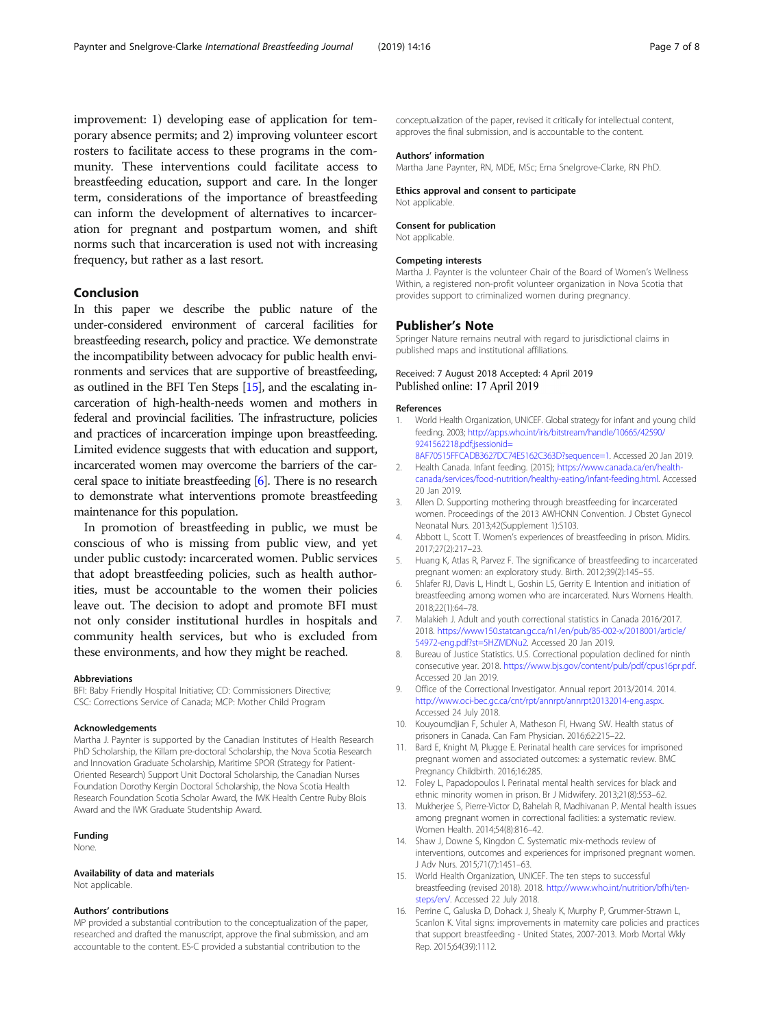improvement: 1) developing ease of application for temporary absence permits; and 2) improving volunteer escort rosters to facilitate access to these programs in the community. These interventions could facilitate access to breastfeeding education, support and care. In the longer term, considerations of the importance of breastfeeding can inform the development of alternatives to incarceration for pregnant and postpartum women, and shift norms such that incarceration is used not with increasing frequency, but rather as a last resort.

## Conclusion

In this paper we describe the public nature of the under-considered environment of carceral facilities for breastfeeding research, policy and practice. We demonstrate the incompatibility between advocacy for public health environments and services that are supportive of breastfeeding, as outlined in the BFI Ten Steps [15], and the escalating incarceration of high-health-needs women and mothers in federal and provincial facilities. The infrastructure, policies and practices of incarceration impinge upon breastfeeding. Limited evidence suggests that with education and support, incarcerated women may overcome the barriers of the carceral space to initiate breastfeeding [6]. There is no research to demonstrate what interventions promote breastfeeding maintenance for this population.

In promotion of breastfeeding in public, we must be conscious of who is missing from public view, and yet under public custody: incarcerated women. Public services that adopt breastfeeding policies, such as health authorities, must be accountable to the women their policies leave out. The decision to adopt and promote BFI must not only consider institutional hurdles in hospitals and community health services, but who is excluded from these environments, and how they might be reached.

#### Abbreviations

BFI: Baby Friendly Hospital Initiative; CD: Commissioners Directive; CSC: Corrections Service of Canada; MCP: Mother Child Program

#### Acknowledgements

Martha J. Paynter is supported by the Canadian Institutes of Health Research PhD Scholarship, the Killam pre-doctoral Scholarship, the Nova Scotia Research and Innovation Graduate Scholarship, Maritime SPOR (Strategy for Patient-Oriented Research) Support Unit Doctoral Scholarship, the Canadian Nurses Foundation Dorothy Kergin Doctoral Scholarship, the Nova Scotia Health Research Foundation Scotia Scholar Award, the IWK Health Centre Ruby Blois Award and the IWK Graduate Studentship Award.

#### Funding

None.

#### Availability of data and materials

Not applicable.

#### Authors' contributions

MP provided a substantial contribution to the conceptualization of the paper, researched and drafted the manuscript, approve the final submission, and am accountable to the content. ES-C provided a substantial contribution to the conceptualization of the paper, revised it critically for intellectual content, approves the final submission, and is accountable to the content.

#### Authors' information

Martha Jane Paynter, RN, MDE, MSc; Erna Snelgrove-Clarke, RN PhD.

#### Ethics approval and consent to participate

Not applicable.

#### Consent for publication

Not applicable.

#### Competing interests

Martha J. Paynter is the volunteer Chair of the Board of Women's Wellness Within, a registered non-profit volunteer organization in Nova Scotia that provides support to criminalized women during pregnancy.

## Publisher's Note

Springer Nature remains neutral with regard to jurisdictional claims in published maps and institutional affiliations.

Received: 7 August 2018 Accepted: 4 April 2019
Published online: 17 April 2019

#### References

1. World Health Organization, UNICEF. Global strategy for infant and young child feeding. 2003; http://apps.who.int/iris/bitstream/handle/10665/42590/9241562218.pdf;jsessionid=8AF70515FFCADB3627DC74E5162C363D?sequence=1. Accessed 20 Jan 2019.
2. Health Canada. Infant feeding. (2015); https://www.canada.ca/en/health-canada/services/food-nutrition/healthy-eating/infant-feeding.html. Accessed 20 Jan 2019.
3. Allen D. Supporting mothering through breastfeeding for incarcerated women. Proceedings of the 2013 AWHONN Convention. J Obstet Gynecol Neonatal Nurs. 2013;42(Supplement 1):S103.
4. Abbott L, Scott T. Women's experiences of breastfeeding in prison. Midirs. 2017;27(2):217–23.
5. Huang K, Atlas R, Parvez F. The significance of breastfeeding to incarcerated pregnant women: an exploratory study. Birth. 2012;39(2):145–55.
6. Shlafer RJ, Davis L, Hindt L, Goshin LS, Gerrity E. Intention and initiation of breastfeeding among women who are incarcerated. Nurs Womens Health. 2018;22(1):64–78.
7. Malakieh J. Adult and youth correctional statistics in Canada 2016/2017. 2018. https://www150.statcan.gc.ca/n1/en/pub/85-002-x/2018001/article/54972-eng.pdf?st=5HZMDNu2. Accessed 20 Jan 2019.
8. Bureau of Justice Statistics. U.S. Correctional population declined for ninth consecutive year. 2018. https://www.bjs.gov/content/pub/pdf/cpus16pr.pdf. Accessed 20 Jan 2019.
9. Office of the Correctional Investigator. Annual report 2013/2014. 2014. http://www.oci-bec.gc.ca/cnt/rpt/annrpt/annrpt20132014-eng.aspx. Accessed 24 July 2018.
10. Kouyoumdjian F, Schuler A, Matheson FI, Hwang SW. Health status of prisoners in Canada. Can Fam Physician. 2016;62:215–22.
11. Bard E, Knight M, Plugge E. Perinatal health care services for imprisoned pregnant women and associated outcomes: a systematic review. BMC Pregnancy Childbirth. 2016;16:285.
12. Foley L, Papadopoulos I. Perinatal mental health services for black and ethnic minority women in prison. Br J Midwifery. 2013;21(8):553–62.
13. Mukherjee S, Pierre-Victor D, Bahelah R, Madhivanan P. Mental health issues among pregnant women in correctional facilities: a systematic review. Women Health. 2014;54(8):816–42.
14. Shaw J, Downe S, Kingdon C. Systematic mix-methods review of interventions, outcomes and experiences for imprisoned pregnant women. J Adv Nurs. 2015;71(7):1451–63.
15. World Health Organization, UNICEF. The ten steps to successful breastfeeding (revised 2018). 2018. http://www.who.int/nutrition/bfhi/ten-steps/en/. Accessed 22 July 2018.
16. Perrine C, Galuska D, Dohack J, Shealy K, Murphy P, Grummer-Strawn L, Scanlon K. Vital signs: improvements in maternity care policies and practices that support breastfeeding - United States, 2007-2013. Morb Mortal Wkly Rep. 2015;64(39):1112.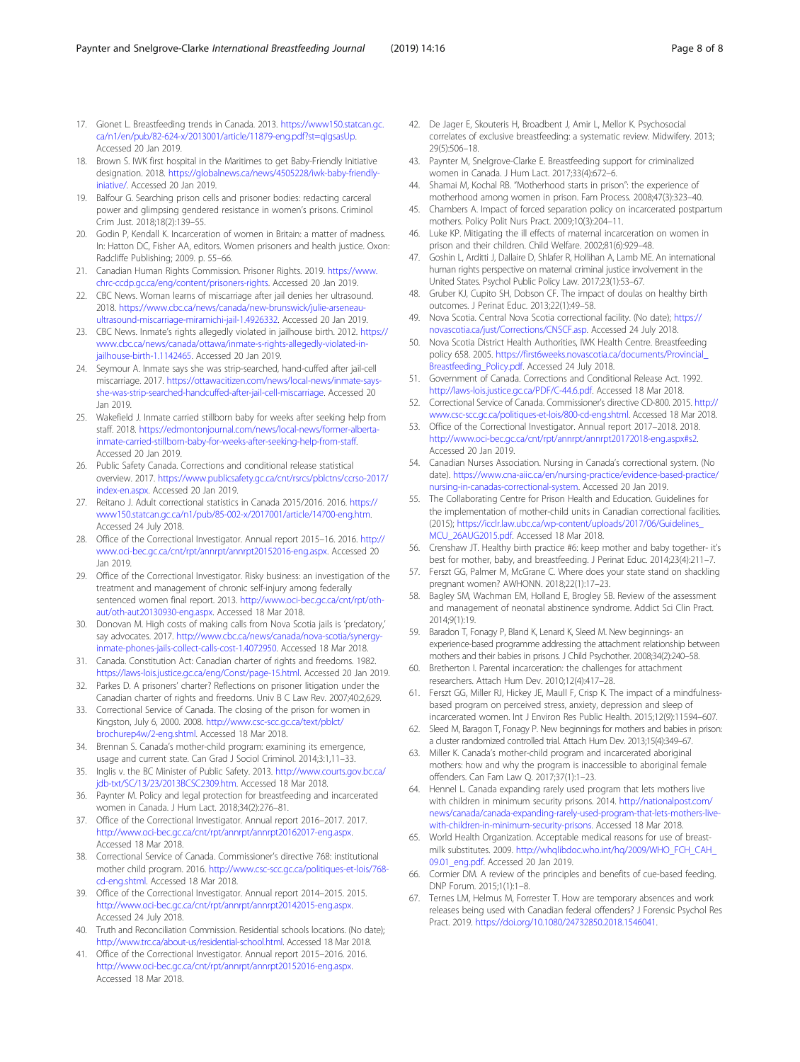17. Gionet L. Breastfeeding trends in Canada. 2013. https://www150.statcan.gc.ca/n1/en/pub/82-624-x/2013001/article/11879-eng.pdf?st=qlgsasUp. Accessed 20 Jan 2019.
18. Brown S. IWK first hospital in the Maritimes to get Baby-Friendly Initiative designation. 2018. https://globalnews.ca/news/4505228/iwk-baby-friendly-iniative/. Accessed 20 Jan 2019.
19. Balfour G. Searching prison cells and prisoner bodies: redacting carceral power and glimpsing gendered resistance in women's prisons. Criminol Crim Just. 2018;18(2):139–55.
20. Godin P, Kendall K. Incarceration of women in Britain: a matter of madness. In: Hatton DC, Fisher AA, editors. Women prisoners and health justice. Oxon: Radcliffe Publishing; 2009. p. 55–66.
21. Canadian Human Rights Commission. Prisoner Rights. 2019. https://www.chrc-ccdp.gc.ca/eng/content/prisoners-rights. Accessed 20 Jan 2019.
22. CBC News. Woman learns of miscarriage after jail denies her ultrasound. 2018. https://www.cbc.ca/news/canada/new-brunswick/julie-arseneau-ultrasound-miscarriage-miramichi-jail-1.4926332. Accessed 20 Jan 2019.
23. CBC News. Inmate's rights allegedly violated in jailhouse birth. 2012. https://www.cbc.ca/news/canada/ottawa/inmate-s-rights-allegedly-violated-in-jailhouse-birth-1.1142465. Accessed 20 Jan 2019.
24. Seymour A. Inmate says she was strip-searched, hand-cuffed after jail-cell miscarriage. 2017. https://ottawacitizen.com/news/local-news/inmate-says-she-was-strip-searched-handcuffed-after-jail-cell-miscarriage. Accessed 20 Jan 2019.
25. Wakefield J. Inmate carried stillborn baby for weeks after seeking help from staff. 2018. https://edmontonjournal.com/news/local-news/former-alberta-inmate-carried-stillborn-baby-for-weeks-after-seeking-help-from-staff. Accessed 20 Jan 2019.
26. Public Safety Canada. Corrections and conditional release statistical overview. 2017. https://www.publicsafety.gc.ca/cnt/rsrcs/pblctns/ccrso-2017/index-en.aspx. Accessed 20 Jan 2019.
27. Reitano J. Adult correctional statistics in Canada 2015/2016. 2016. https://www150.statcan.gc.ca/n1/pub/85-002-x/2017001/article/14700-eng.htm. Accessed 24 July 2018.
28. Office of the Correctional Investigator. Annual report 2015–16. 2016. http://www.oci-bec.gc.ca/cnt/rpt/annrpt/annrpt20152016-eng.aspx. Accessed 20 Jan 2019.
29. Office of the Correctional Investigator. Risky business: an investigation of the treatment and management of chronic self-injury among federally sentenced women final report. 2013. http://www.oci-bec.gc.ca/cnt/rpt/oth-aut/oth-aut20130930-eng.aspx. Accessed 18 Mar 2018.
30. Donovan M. High costs of making calls from Nova Scotia jails is 'predatory,' say advocates. 2017. http://www.cbc.ca/news/canada/nova-scotia/synergy-inmate-phones-jails-collect-calls-cost-1.4072950. Accessed 18 Mar 2018.
31. Canada. Constitution Act: Canadian charter of rights and freedoms. 1982. https://laws-lois.justice.gc.ca/eng/Const/page-15.html. Accessed 20 Jan 2019.
32. Parkes D. A prisoners' charter? Reflections on prisoner litigation under the Canadian charter of rights and freedoms. Univ B C Law Rev. 2007;40:2,629.
33. Correctional Service of Canada. The closing of the prison for women in Kingston, July 6, 2000. 2008. http://www.csc-scc.gc.ca/text/pblct/brochurep4w/2-eng.shtml. Accessed 18 Mar 2018.
34. Brennan S. Canada's mother-child program: examining its emergence, usage and current state. Can Grad J Sociol Criminol. 2014;3:1,11–33.
35. Inglis v. the BC Minister of Public Safety. 2013. http://www.courts.gov.bc.ca/jdb-txt/SC/13/23/2013BCSC2309.htm. Accessed 18 Mar 2018.
36. Paynter M. Policy and legal protection for breastfeeding and incarcerated women in Canada. J Hum Lact. 2018;34(2):276–81.
37. Office of the Correctional Investigator. Annual report 2016–2017. 2017. http://www.oci-bec.gc.ca/cnt/rpt/annrpt/annrpt20162017-eng.aspx. Accessed 18 Mar 2018.
38. Correctional Service of Canada. Commissioner's directive 768: institutional mother child program. 2016. http://www.csc-scc.gc.ca/politiques-et-lois/768-cd-eng.shtml. Accessed 18 Mar 2018.
39. Office of the Correctional Investigator. Annual report 2014–2015. 2015. http://www.oci-bec.gc.ca/cnt/rpt/annrpt/annrpt20142015-eng.aspx. Accessed 24 July 2018.
40. Truth and Reconciliation Commission. Residential schools locations. (No date); http://www.trc.ca/about-us/residential-school.html. Accessed 18 Mar 2018.
41. Office of the Correctional Investigator. Annual report 2015–2016. 2016. http://www.oci-bec.gc.ca/cnt/rpt/annrpt/annrpt20152016-eng.aspx. Accessed 18 Mar 2018.
42. De Jager E, Skouteris H, Broadbent J, Amir L, Mellor K. Psychosocial correlates of exclusive breastfeeding: a systematic review. Midwifery. 2013; 29(5):506–18.
43. Paynter M, Snelgrove-Clarke E. Breastfeeding support for criminalized women in Canada. J Hum Lact. 2017;33(4):672–6.
44. Shamai M, Kochal RB. "Motherhood starts in prison": the experience of motherhood among women in prison. Fam Process. 2008;47(3):323–40.
45. Chambers A. Impact of forced separation policy on incarcerated postpartum mothers. Policy Polit Nurs Pract. 2009;10(3):204–11.
46. Luke KP. Mitigating the ill effects of maternal incarceration on women in prison and their children. Child Welfare. 2002;81(6):929–48.
47. Goshin L, Arditti J, Dallaire D, Shlafer R, Hollihan A, Lamb ME. An international human rights perspective on maternal criminal justice involvement in the United States. Psychol Public Policy Law. 2017;23(1):53–67.
48. Gruber KJ, Cupito SH, Dobson CF. The impact of doulas on healthy birth outcomes. J Perinat Educ. 2013;22(1):49–58.
49. Nova Scotia. Central Nova Scotia correctional facility. (No date); https://novascotia.ca/just/Corrections/CNSCF.asp. Accessed 24 July 2018.
50. Nova Scotia District Health Authorities, IWK Health Centre. Breastfeeding policy 658. 2005. https://first6weeks.novascotia.ca/documents/Provincial_Breastfeeding_Policy.pdf. Accessed 24 July 2018.
51. Government of Canada. Corrections and Conditional Release Act. 1992. http://laws-lois.justice.gc.ca/PDF/C-44.6.pdf. Accessed 18 Mar 2018.
52. Correctional Service of Canada. Commissioner's directive CD-800. 2015. http://www.csc-scc.gc.ca/politiques-et-lois/800-cd-eng.shtml. Accessed 18 Mar 2018.
53. Office of the Correctional Investigator. Annual report 2017–2018. 2018. http://www.oci-bec.gc.ca/cnt/rpt/annrpt/annrpt20172018-eng.aspx#s2. Accessed 20 Jan 2019.
54. Canadian Nurses Association. Nursing in Canada's correctional system. (No date). https://www.cna-aiic.ca/en/nursing-practice/evidence-based-practice/nursing-in-canadas-correctional-system. Accessed 20 Jan 2019.
55. The Collaborating Centre for Prison Health and Education. Guidelines for the implementation of mother-child units in Canadian correctional facilities. (2015); https://icclr.law.ubc.ca/wp-content/uploads/2017/06/Guidelines_MCU_26AUG2015.pdf. Accessed 18 Mar 2018.
56. Crenshaw JT. Healthy birth practice #6: keep mother and baby together- it's best for mother, baby, and breastfeeding. J Perinat Educ. 2014;23(4):211–7.
57. Ferszt GG, Palmer M, McGrane C. Where does your state stand on shackling pregnant women? AWHONN. 2018;22(1):17–23.
58. Bagley SM, Wachman EM, Holland E, Brogley SB. Review of the assessment and management of neonatal abstinence syndrome. Addict Sci Clin Pract. 2014;9(1):19.
59. Baradon T, Fonagy P, Bland K, Lenard K, Sleed M. New beginnings- an experience-based programme addressing the attachment relationship between mothers and their babies in prisons. J Child Psychother. 2008;34(2):240–58.
60. Bretherton I. Parental incarceration: the challenges for attachment researchers. Attach Hum Dev. 2010;12(4):417–28.
61. Ferszt GG, Miller RJ, Hickey JE, Maull F, Crisp K. The impact of a mindfulness-based program on perceived stress, anxiety, depression and sleep of incarcerated women. Int J Environ Res Public Health. 2015;12(9):11594–607.
62. Sleed M, Baragon T, Fonagy P. New beginnings for mothers and babies in prison: a cluster randomized controlled trial. Attach Hum Dev. 2013;15(4):349–67.
63. Miller K. Canada's mother-child program and incarcerated aboriginal mothers: how and why the program is inaccessible to aboriginal female offenders. Can Fam Law Q. 2017;37(1):1–23.
64. Hennel L. Canada expanding rarely used program that lets mothers live with children in minimum security prisons. 2014. http://nationalpost.com/news/canada/canada-expanding-rarely-used-program-that-lets-mothers-live-with-children-in-minimum-security-prisons. Accessed 18 Mar 2018.
65. World Health Organization. Acceptable medical reasons for use of breast-milk substitutes. 2009. http://whqlibdoc.who.int/hq/2009/WHO_FCH_CAH_09.01_eng.pdf. Accessed 20 Jan 2019.
66. Cormier DM. A review of the principles and benefits of cue-based feeding. DNP Forum. 2015;1(1):1–8.
67. Ternes LM, Helmus M, Forrester T. How are temporary absences and work releases being used with Canadian federal offenders? J Forensic Psychol Res Pract. 2019. https://doi.org/10.1080/24732850.2018.1546041.